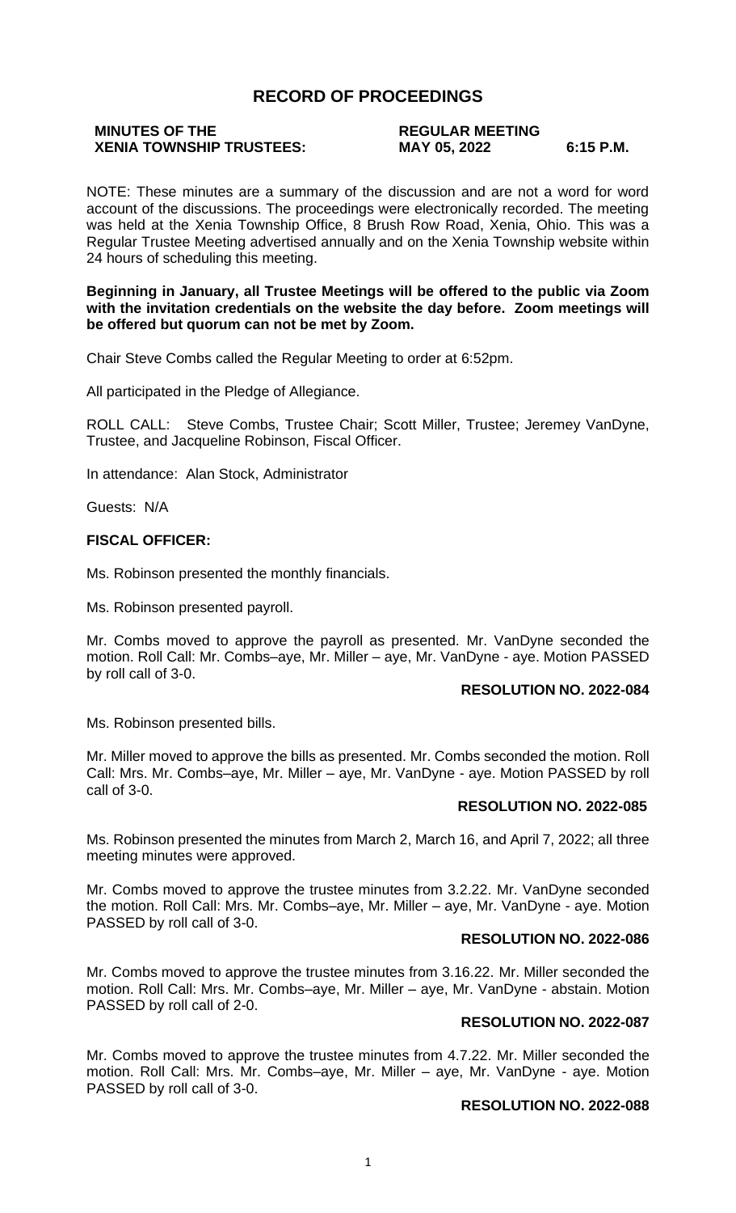# RECORD OF PROCEEDINGS

**MINUTES OF THE XENIA TOWNSHIP TRUSTEES: REGULAR MEETING MAY 05, 2022 6:15 P.M.**

NOTE: These minutes are a summary of the discussion and are not a word for word account of the discussions. The proceedings were electronically recorded. The meeting was held at the Xenia Township Office, 8 Brush Row Road, Xenia, Ohio. This was a Regular Trustee Meeting advertised annually and on the Xenia Township website within 24 hours of scheduling this meeting.

**Beginning in January, all Trustee Meetings will be offered to the public via Zoom with the invitation credentials on the website the day before. Zoom meetings will be offered but quorum can not be met by Zoom.**

Chair Steve Combs called the Regular Meeting to order at 6:52pm.

All participated in the Pledge of Allegiance.

ROLL CALL: Steve Combs, Trustee Chair; Scott Miller, Trustee; Jeremey VanDyne, Trustee, and Jacqueline Robinson, Fiscal Officer.

In attendance: Alan Stock, Administrator

Guests: N/A

**FISCAL OFFICER:**

Ms. Robinson presented the monthly financials.

Ms. Robinson presented payroll.

Mr. Combs moved to approve the payroll as presented. Mr. VanDyne seconded the motion. Roll Call: Mr. Combs–aye, Mr. Miller – aye, Mr. VanDyne - aye. Motion PASSED by roll call of 3-0.

**RESOLUTION NO. 2022-084**

Ms. Robinson presented bills.

Mr. Miller moved to approve the bills as presented. Mr. Combs seconded the motion. Roll Call: Mrs. Mr. Combs–aye, Mr. Miller – aye, Mr. VanDyne - aye. Motion PASSED by roll call of 3-0.

**RESOLUTION NO. 2022-085**

Ms. Robinson presented the minutes from March 2, March 16, and April 7, 2022; all three meeting minutes were approved.

Mr. Combs moved to approve the trustee minutes from 3.2.22. Mr. VanDyne seconded the motion. Roll Call: Mrs. Mr. Combs–aye, Mr. Miller – aye, Mr. VanDyne - aye. Motion PASSED by roll call of 3-0.

**RESOLUTION NO. 2022-086**

Mr. Combs moved to approve the trustee minutes from 3.16.22. Mr. Miller seconded the motion. Roll Call: Mrs. Mr. Combs–aye, Mr. Miller – aye, Mr. VanDyne - abstain. Motion PASSED by roll call of 2-0.

**RESOLUTION NO. 2022-087**

Mr. Combs moved to approve the trustee minutes from 4.7.22. Mr. Miller seconded the motion. Roll Call: Mrs. Mr. Combs–aye, Mr. Miller – aye, Mr. VanDyne - aye. Motion PASSED by roll call of 3-0.

**RESOLUTION NO. 2022-088**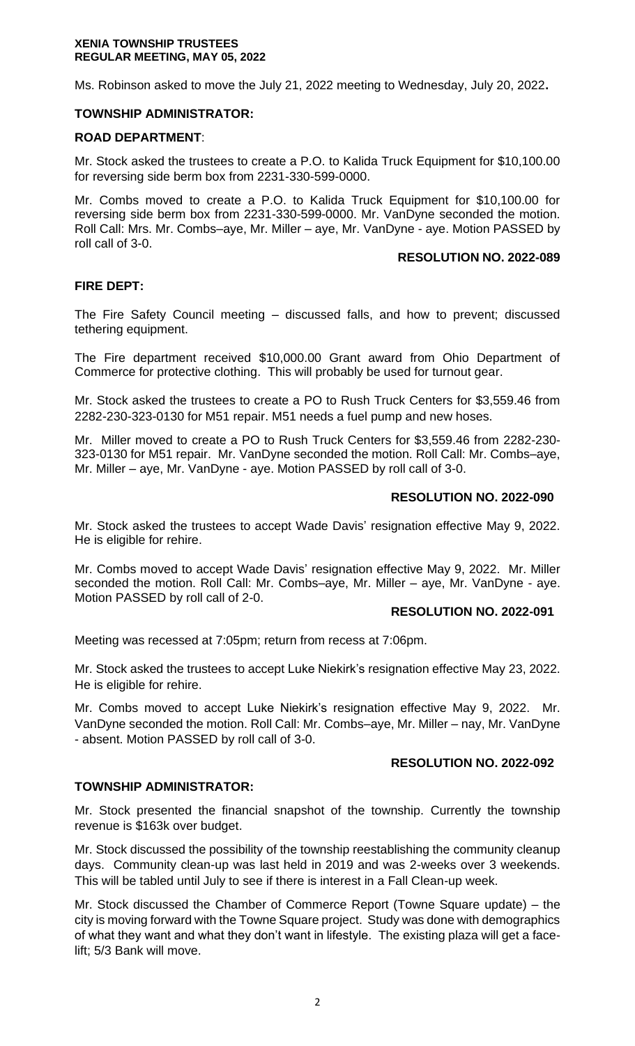Ms. Robinson asked to move the July 21, 2022 meeting to Wednesday, July 20, 2022**.**

**TOWNSHIP ADMINISTRATOR:**

**ROAD DEPARTMENT**:

Mr. Stock asked the trustees to create a P.O. to Kalida Truck Equipment for $10,100.00 for reversing side berm box from 2231-330-599-0000.

Mr. Combs moved to create a P.O. to Kalida Truck Equipment for $10,100.00 for reversing side berm box from 2231-330-599-0000. Mr. VanDyne seconded the motion. Roll Call: Mrs. Mr. Combs–aye, Mr. Miller – aye, Mr. VanDyne - aye. Motion PASSED by roll call of 3-0.

**RESOLUTION NO. 2022-089**

**FIRE DEPT:**

The Fire Safety Council meeting – discussed falls, and how to prevent; discussed tethering equipment.

The Fire department received $10,000.00 Grant award from Ohio Department of Commerce for protective clothing. This will probably be used for turnout gear.

Mr. Stock asked the trustees to create a PO to Rush Truck Centers for $3,559.46 from 2282-230-323-0130 for M51 repair. M51 needs a fuel pump and new hoses.

Mr. Miller moved to create a PO to Rush Truck Centers for $3,559.46 from 2282-230-323-0130 for M51 repair. Mr. VanDyne seconded the motion. Roll Call: Mr. Combs–aye, Mr. Miller – aye, Mr. VanDyne - aye. Motion PASSED by roll call of 3-0.

**RESOLUTION NO. 2022-090**

Mr. Stock asked the trustees to accept Wade Davis' resignation effective May 9, 2022. He is eligible for rehire.

Mr. Combs moved to accept Wade Davis' resignation effective May 9, 2022. Mr. Miller seconded the motion. Roll Call: Mr. Combs–aye, Mr. Miller – aye, Mr. VanDyne - aye. Motion PASSED by roll call of 2-0.

**RESOLUTION NO. 2022-091**

Meeting was recessed at 7:05pm; return from recess at 7:06pm.

Mr. Stock asked the trustees to accept Luke Niekirk's resignation effective May 23, 2022. He is eligible for rehire.

Mr. Combs moved to accept Luke Niekirk's resignation effective May 9, 2022. Mr. VanDyne seconded the motion. Roll Call: Mr. Combs–aye, Mr. Miller – nay, Mr. VanDyne - absent. Motion PASSED by roll call of 3-0.

**RESOLUTION NO. 2022-092**

**TOWNSHIP ADMINISTRATOR:**

Mr. Stock presented the financial snapshot of the township. Currently the township revenue is $163k over budget.

Mr. Stock discussed the possibility of the township reestablishing the community cleanup days. Community clean-up was last held in 2019 and was 2-weeks over 3 weekends. This will be tabled until July to see if there is interest in a Fall Clean-up week.

Mr. Stock discussed the Chamber of Commerce Report (Towne Square update) – the city is moving forward with the Towne Square project. Study was done with demographics of what they want and what they don't want in lifestyle. The existing plaza will get a face-lift; 5/3 Bank will move.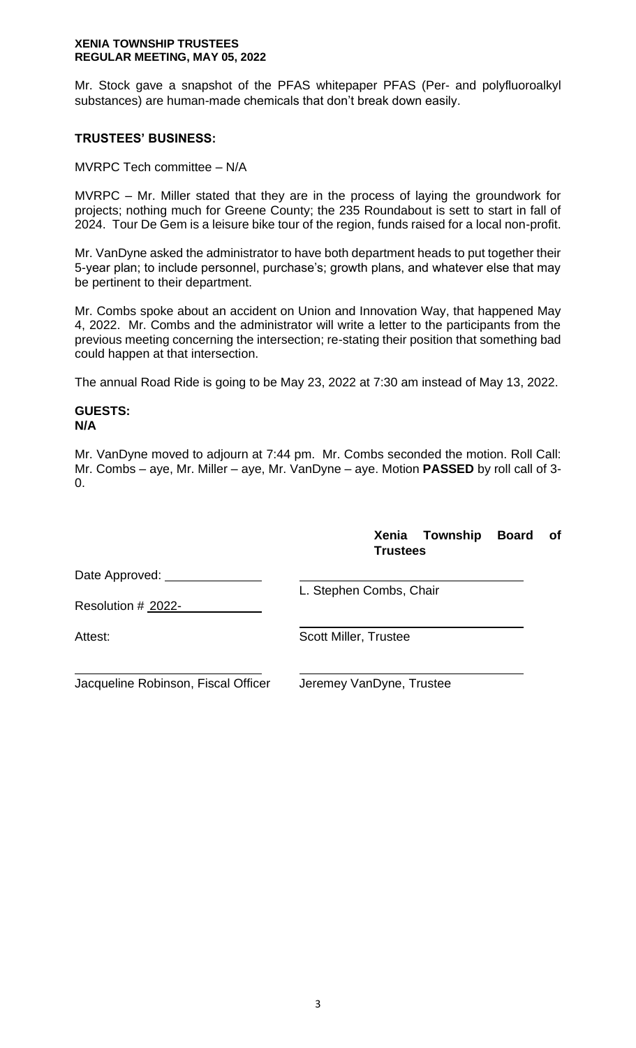Mr. Stock gave a snapshot of the PFAS whitepaper PFAS (Per- and polyfluoroalkyl substances) are human-made chemicals that don't break down easily.

## TRUSTEES' BUSINESS:

MVRPC Tech committee – N/A

MVRPC – Mr. Miller stated that they are in the process of laying the groundwork for projects; nothing much for Greene County; the 235 Roundabout is sett to start in fall of 2024. Tour De Gem is a leisure bike tour of the region, funds raised for a local non-profit.

Mr. VanDyne asked the administrator to have both department heads to put together their 5-year plan; to include personnel, purchase's; growth plans, and whatever else that may be pertinent to their department.

Mr. Combs spoke about an accident on Union and Innovation Way, that happened May 4, 2022. Mr. Combs and the administrator will write a letter to the participants from the previous meeting concerning the intersection; re-stating their position that something bad could happen at that intersection.

The annual Road Ride is going to be May 23, 2022 at 7:30 am instead of May 13, 2022.

## GUESTS:
**N/A**

Mr. VanDyne moved to adjourn at 7:44 pm. Mr. Combs seconded the motion. Roll Call: Mr. Combs – aye, Mr. Miller – aye, Mr. VanDyne – aye. Motion **PASSED** by roll call of 3-0.

**Xenia Township Board of Trustees**

Date Approved: ______________

Resolution # 2022-__________

L. Stephen Combs, Chair

Attest:

Scott Miller, Trustee

Jacqueline Robinson, Fiscal Officer

Jeremey VanDyne, Trustee